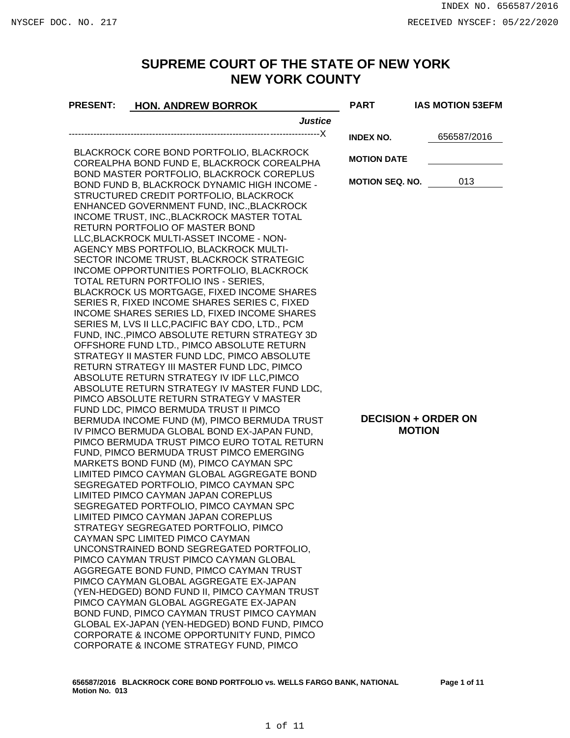# SUPREME COURT OF THE STATE OF NEW YORK
# NEW YORK COUNTY

**PRESENT:** **HON. ANDREW BORROK**

***Justice***

**PART** **IAS MOTION 53EFM**

--------------------------------------------------------------------------------X

**INDEX NO.** 656587/2016

**MOTION DATE**

**MOTION SEQ. NO.** 013

BLACKROCK CORE BOND PORTFOLIO, BLACKROCK COREALPHA BOND FUND E, BLACKROCK COREALPHA BOND MASTER PORTFOLIO, BLACKROCK COREPLUS BOND FUND B, BLACKROCK DYNAMIC HIGH INCOME - STRUCTURED CREDIT PORTFOLIO, BLACKROCK ENHANCED GOVERNMENT FUND, INC.,BLACKROCK INCOME TRUST, INC.,BLACKROCK MASTER TOTAL RETURN PORTFOLIO OF MASTER BOND LLC,BLACKROCK MULTI-ASSET INCOME - NON-AGENCY MBS PORTFOLIO, BLACKROCK MULTI-SECTOR INCOME TRUST, BLACKROCK STRATEGIC INCOME OPPORTUNITIES PORTFOLIO, BLACKROCK TOTAL RETURN PORTFOLIO INS - SERIES, BLACKROCK US MORTGAGE, FIXED INCOME SHARES SERIES R, FIXED INCOME SHARES SERIES C, FIXED INCOME SHARES SERIES LD, FIXED INCOME SHARES SERIES M, LVS II LLC,PACIFIC BAY CDO, LTD., PCM FUND, INC.,PIMCO ABSOLUTE RETURN STRATEGY 3D OFFSHORE FUND LTD., PIMCO ABSOLUTE RETURN STRATEGY II MASTER FUND LDC, PIMCO ABSOLUTE RETURN STRATEGY III MASTER FUND LDC, PIMCO ABSOLUTE RETURN STRATEGY IV IDF LLC,PIMCO ABSOLUTE RETURN STRATEGY IV MASTER FUND LDC, PIMCO ABSOLUTE RETURN STRATEGY V MASTER FUND LDC, PIMCO BERMUDA TRUST II PIMCO BERMUDA INCOME FUND (M), PIMCO BERMUDA TRUST IV PIMCO BERMUDA GLOBAL BOND EX-JAPAN FUND, PIMCO BERMUDA TRUST PIMCO EURO TOTAL RETURN FUND, PIMCO BERMUDA TRUST PIMCO EMERGING MARKETS BOND FUND (M), PIMCO CAYMAN SPC LIMITED PIMCO CAYMAN GLOBAL AGGREGATE BOND SEGREGATED PORTFOLIO, PIMCO CAYMAN SPC LIMITED PIMCO CAYMAN JAPAN COREPLUS SEGREGATED PORTFOLIO, PIMCO CAYMAN SPC LIMITED PIMCO CAYMAN JAPAN COREPLUS STRATEGY SEGREGATED PORTFOLIO, PIMCO CAYMAN SPC LIMITED PIMCO CAYMAN UNCONSTRAINED BOND SEGREGATED PORTFOLIO, PIMCO CAYMAN TRUST PIMCO CAYMAN GLOBAL AGGREGATE BOND FUND, PIMCO CAYMAN TRUST PIMCO CAYMAN GLOBAL AGGREGATE EX-JAPAN (YEN-HEDGED) BOND FUND II, PIMCO CAYMAN TRUST PIMCO CAYMAN GLOBAL AGGREGATE EX-JAPAN BOND FUND, PIMCO CAYMAN TRUST PIMCO CAYMAN GLOBAL EX-JAPAN (YEN-HEDGED) BOND FUND, PIMCO CORPORATE & INCOME OPPORTUNITY FUND, PIMCO CORPORATE & INCOME STRATEGY FUND, PIMCO

**DECISION + ORDER ON MOTION**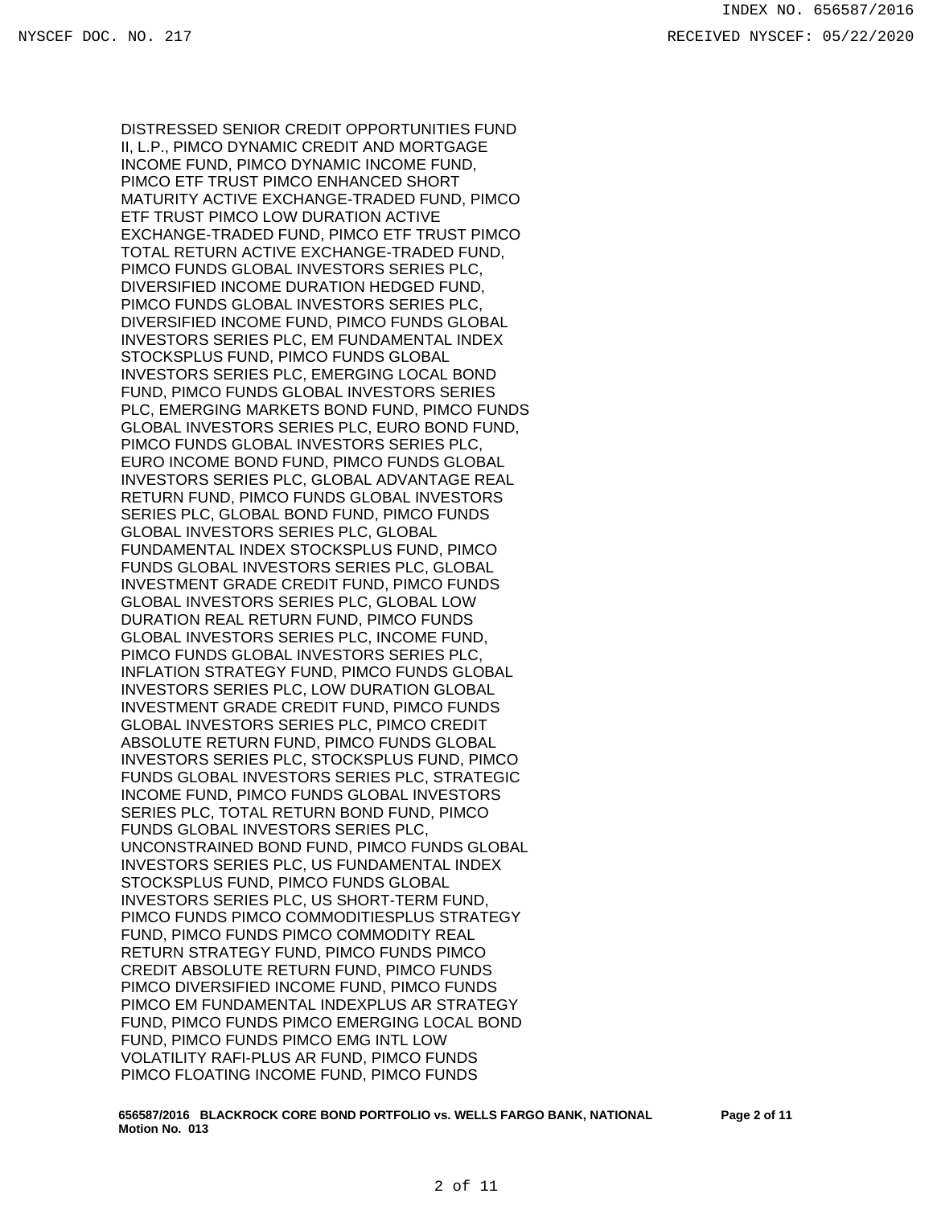DISTRESSED SENIOR CREDIT OPPORTUNITIES FUND II, L.P., PIMCO DYNAMIC CREDIT AND MORTGAGE INCOME FUND, PIMCO DYNAMIC INCOME FUND, PIMCO ETF TRUST PIMCO ENHANCED SHORT MATURITY ACTIVE EXCHANGE-TRADED FUND, PIMCO ETF TRUST PIMCO LOW DURATION ACTIVE EXCHANGE-TRADED FUND, PIMCO ETF TRUST PIMCO TOTAL RETURN ACTIVE EXCHANGE-TRADED FUND, PIMCO FUNDS GLOBAL INVESTORS SERIES PLC, DIVERSIFIED INCOME DURATION HEDGED FUND, PIMCO FUNDS GLOBAL INVESTORS SERIES PLC, DIVERSIFIED INCOME FUND, PIMCO FUNDS GLOBAL INVESTORS SERIES PLC, EM FUNDAMENTAL INDEX STOCKSPLUS FUND, PIMCO FUNDS GLOBAL INVESTORS SERIES PLC, EMERGING LOCAL BOND FUND, PIMCO FUNDS GLOBAL INVESTORS SERIES PLC, EMERGING MARKETS BOND FUND, PIMCO FUNDS GLOBAL INVESTORS SERIES PLC, EURO BOND FUND, PIMCO FUNDS GLOBAL INVESTORS SERIES PLC, EURO INCOME BOND FUND, PIMCO FUNDS GLOBAL INVESTORS SERIES PLC, GLOBAL ADVANTAGE REAL RETURN FUND, PIMCO FUNDS GLOBAL INVESTORS SERIES PLC, GLOBAL BOND FUND, PIMCO FUNDS GLOBAL INVESTORS SERIES PLC, GLOBAL FUNDAMENTAL INDEX STOCKSPLUS FUND, PIMCO FUNDS GLOBAL INVESTORS SERIES PLC, GLOBAL INVESTMENT GRADE CREDIT FUND, PIMCO FUNDS GLOBAL INVESTORS SERIES PLC, GLOBAL LOW DURATION REAL RETURN FUND, PIMCO FUNDS GLOBAL INVESTORS SERIES PLC, INCOME FUND, PIMCO FUNDS GLOBAL INVESTORS SERIES PLC, INFLATION STRATEGY FUND, PIMCO FUNDS GLOBAL INVESTORS SERIES PLC, LOW DURATION GLOBAL INVESTMENT GRADE CREDIT FUND, PIMCO FUNDS GLOBAL INVESTORS SERIES PLC, PIMCO CREDIT ABSOLUTE RETURN FUND, PIMCO FUNDS GLOBAL INVESTORS SERIES PLC, STOCKSPLUS FUND, PIMCO FUNDS GLOBAL INVESTORS SERIES PLC, STRATEGIC INCOME FUND, PIMCO FUNDS GLOBAL INVESTORS SERIES PLC, TOTAL RETURN BOND FUND, PIMCO FUNDS GLOBAL INVESTORS SERIES PLC, UNCONSTRAINED BOND FUND, PIMCO FUNDS GLOBAL INVESTORS SERIES PLC, US FUNDAMENTAL INDEX STOCKSPLUS FUND, PIMCO FUNDS GLOBAL INVESTORS SERIES PLC, US SHORT-TERM FUND, PIMCO FUNDS PIMCO COMMODITIESPLUS STRATEGY FUND, PIMCO FUNDS PIMCO COMMODITY REAL RETURN STRATEGY FUND, PIMCO FUNDS PIMCO CREDIT ABSOLUTE RETURN FUND, PIMCO FUNDS PIMCO DIVERSIFIED INCOME FUND, PIMCO FUNDS PIMCO EM FUNDAMENTAL INDEXPLUS AR STRATEGY FUND, PIMCO FUNDS PIMCO EMERGING LOCAL BOND FUND, PIMCO FUNDS PIMCO EMG INTL LOW VOLATILITY RAFI-PLUS AR FUND, PIMCO FUNDS PIMCO FLOATING INCOME FUND, PIMCO FUNDS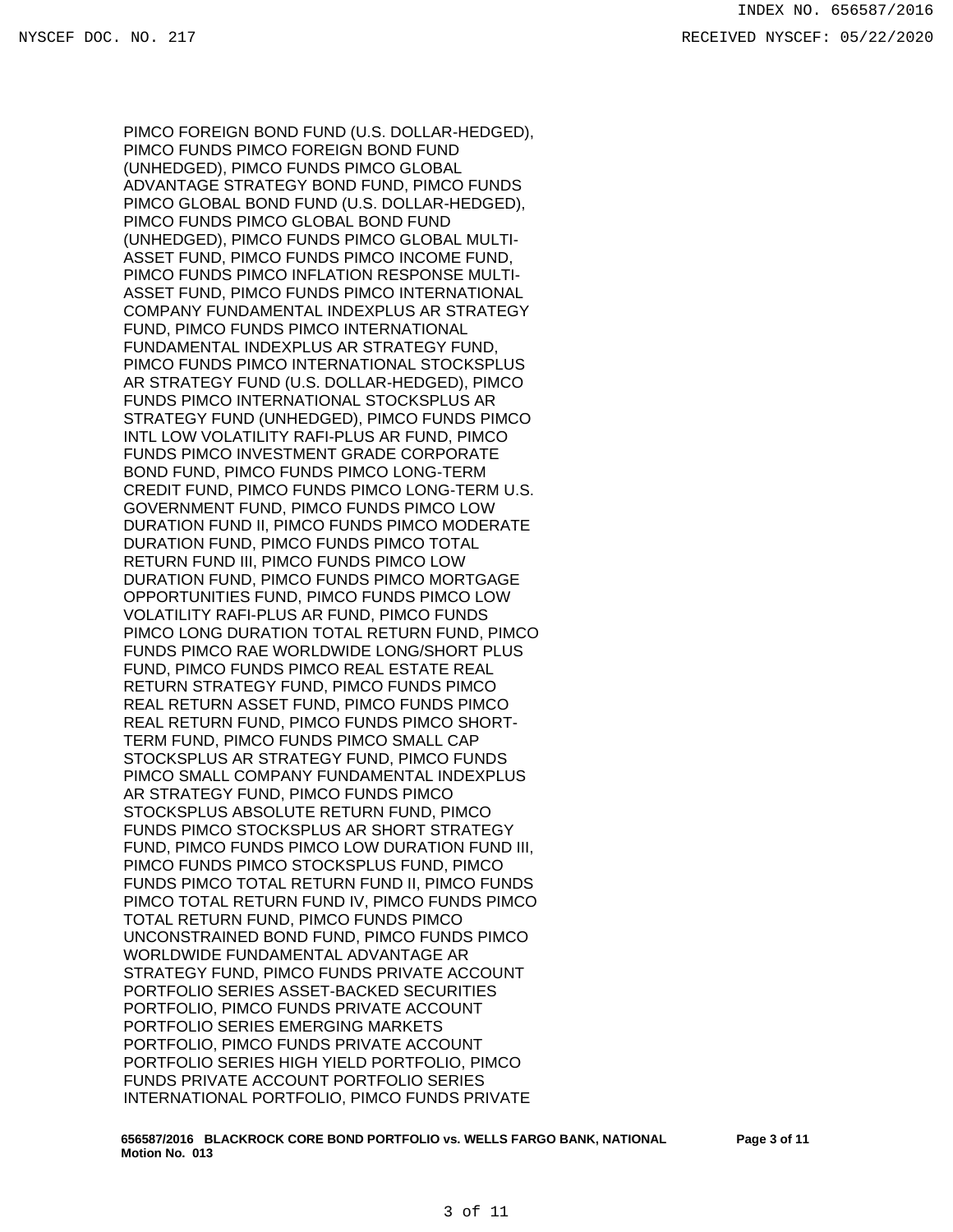PIMCO FOREIGN BOND FUND (U.S. DOLLAR-HEDGED), PIMCO FUNDS PIMCO FOREIGN BOND FUND (UNHEDGED), PIMCO FUNDS PIMCO GLOBAL ADVANTAGE STRATEGY BOND FUND, PIMCO FUNDS PIMCO GLOBAL BOND FUND (U.S. DOLLAR-HEDGED), PIMCO FUNDS PIMCO GLOBAL BOND FUND (UNHEDGED), PIMCO FUNDS PIMCO GLOBAL MULTI-ASSET FUND, PIMCO FUNDS PIMCO INCOME FUND, PIMCO FUNDS PIMCO INFLATION RESPONSE MULTI-ASSET FUND, PIMCO FUNDS PIMCO INTERNATIONAL COMPANY FUNDAMENTAL INDEXPLUS AR STRATEGY FUND, PIMCO FUNDS PIMCO INTERNATIONAL FUNDAMENTAL INDEXPLUS AR STRATEGY FUND, PIMCO FUNDS PIMCO INTERNATIONAL STOCKSPLUS AR STRATEGY FUND (U.S. DOLLAR-HEDGED), PIMCO FUNDS PIMCO INTERNATIONAL STOCKSPLUS AR STRATEGY FUND (UNHEDGED), PIMCO FUNDS PIMCO INTL LOW VOLATILITY RAFI-PLUS AR FUND, PIMCO FUNDS PIMCO INVESTMENT GRADE CORPORATE BOND FUND, PIMCO FUNDS PIMCO LONG-TERM CREDIT FUND, PIMCO FUNDS PIMCO LONG-TERM U.S. GOVERNMENT FUND, PIMCO FUNDS PIMCO LOW DURATION FUND II, PIMCO FUNDS PIMCO MODERATE DURATION FUND, PIMCO FUNDS PIMCO TOTAL RETURN FUND III, PIMCO FUNDS PIMCO LOW DURATION FUND, PIMCO FUNDS PIMCO MORTGAGE OPPORTUNITIES FUND, PIMCO FUNDS PIMCO LOW VOLATILITY RAFI-PLUS AR FUND, PIMCO FUNDS PIMCO LONG DURATION TOTAL RETURN FUND, PIMCO FUNDS PIMCO RAE WORLDWIDE LONG/SHORT PLUS FUND, PIMCO FUNDS PIMCO REAL ESTATE REAL RETURN STRATEGY FUND, PIMCO FUNDS PIMCO REAL RETURN ASSET FUND, PIMCO FUNDS PIMCO REAL RETURN FUND, PIMCO FUNDS PIMCO SHORT-TERM FUND, PIMCO FUNDS PIMCO SMALL CAP STOCKSPLUS AR STRATEGY FUND, PIMCO FUNDS PIMCO SMALL COMPANY FUNDAMENTAL INDEXPLUS AR STRATEGY FUND, PIMCO FUNDS PIMCO STOCKSPLUS ABSOLUTE RETURN FUND, PIMCO FUNDS PIMCO STOCKSPLUS AR SHORT STRATEGY FUND, PIMCO FUNDS PIMCO LOW DURATION FUND III, PIMCO FUNDS PIMCO STOCKSPLUS FUND, PIMCO FUNDS PIMCO TOTAL RETURN FUND II, PIMCO FUNDS PIMCO TOTAL RETURN FUND IV, PIMCO FUNDS PIMCO TOTAL RETURN FUND, PIMCO FUNDS PIMCO UNCONSTRAINED BOND FUND, PIMCO FUNDS PIMCO WORLDWIDE FUNDAMENTAL ADVANTAGE AR STRATEGY FUND, PIMCO FUNDS PRIVATE ACCOUNT PORTFOLIO SERIES ASSET-BACKED SECURITIES PORTFOLIO, PIMCO FUNDS PRIVATE ACCOUNT PORTFOLIO SERIES EMERGING MARKETS PORTFOLIO, PIMCO FUNDS PRIVATE ACCOUNT PORTFOLIO SERIES HIGH YIELD PORTFOLIO, PIMCO FUNDS PRIVATE ACCOUNT PORTFOLIO SERIES INTERNATIONAL PORTFOLIO, PIMCO FUNDS PRIVATE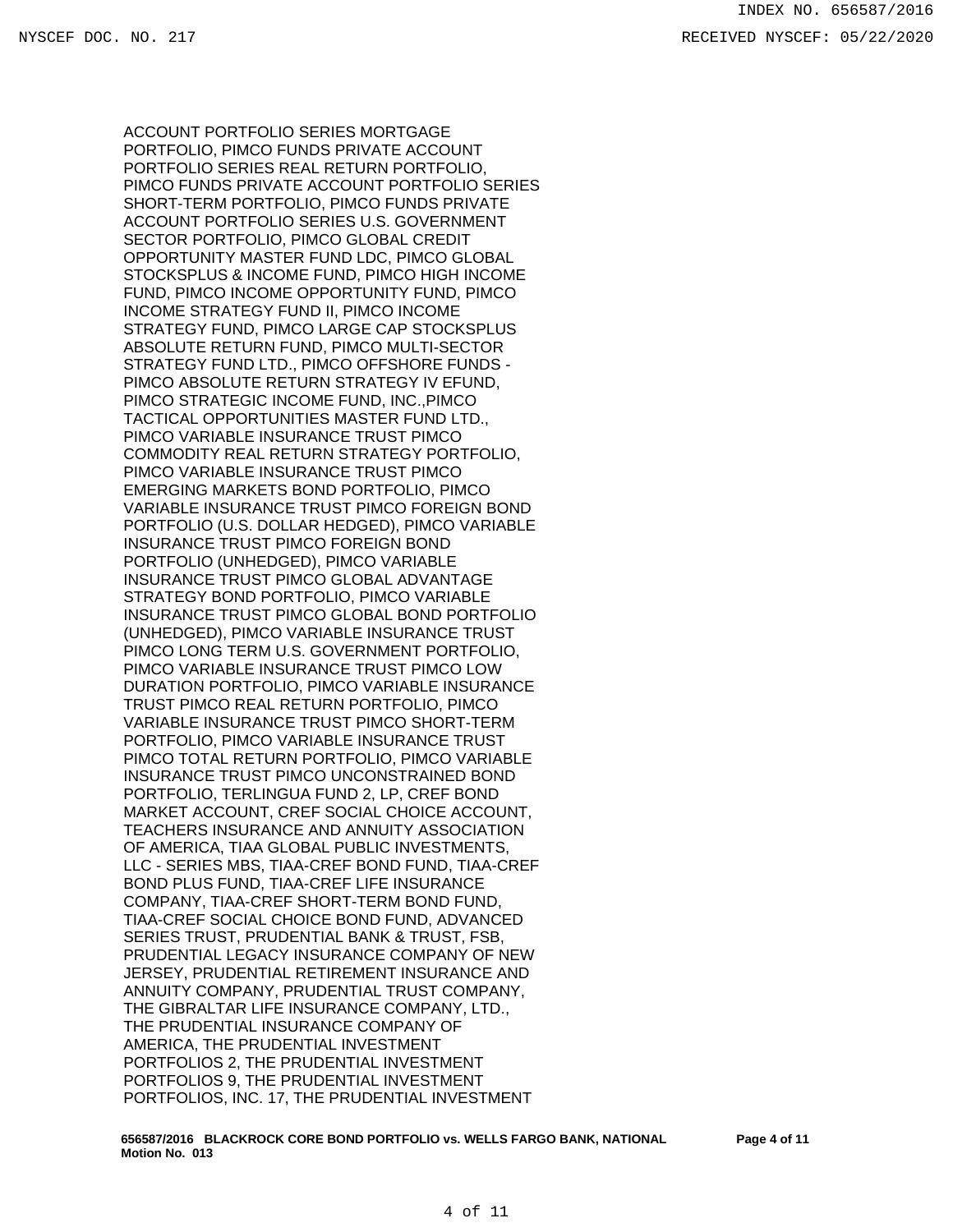ACCOUNT PORTFOLIO SERIES MORTGAGE PORTFOLIO, PIMCO FUNDS PRIVATE ACCOUNT PORTFOLIO SERIES REAL RETURN PORTFOLIO, PIMCO FUNDS PRIVATE ACCOUNT PORTFOLIO SERIES SHORT-TERM PORTFOLIO, PIMCO FUNDS PRIVATE ACCOUNT PORTFOLIO SERIES U.S. GOVERNMENT SECTOR PORTFOLIO, PIMCO GLOBAL CREDIT OPPORTUNITY MASTER FUND LDC, PIMCO GLOBAL STOCKSPLUS & INCOME FUND, PIMCO HIGH INCOME FUND, PIMCO INCOME OPPORTUNITY FUND, PIMCO INCOME STRATEGY FUND II, PIMCO INCOME STRATEGY FUND, PIMCO LARGE CAP STOCKSPLUS ABSOLUTE RETURN FUND, PIMCO MULTI-SECTOR STRATEGY FUND LTD., PIMCO OFFSHORE FUNDS - PIMCO ABSOLUTE RETURN STRATEGY IV EFUND, PIMCO STRATEGIC INCOME FUND, INC.,PIMCO TACTICAL OPPORTUNITIES MASTER FUND LTD., PIMCO VARIABLE INSURANCE TRUST PIMCO COMMODITY REAL RETURN STRATEGY PORTFOLIO, PIMCO VARIABLE INSURANCE TRUST PIMCO EMERGING MARKETS BOND PORTFOLIO, PIMCO VARIABLE INSURANCE TRUST PIMCO FOREIGN BOND PORTFOLIO (U.S. DOLLAR HEDGED), PIMCO VARIABLE INSURANCE TRUST PIMCO FOREIGN BOND PORTFOLIO (UNHEDGED), PIMCO VARIABLE INSURANCE TRUST PIMCO GLOBAL ADVANTAGE STRATEGY BOND PORTFOLIO, PIMCO VARIABLE INSURANCE TRUST PIMCO GLOBAL BOND PORTFOLIO (UNHEDGED), PIMCO VARIABLE INSURANCE TRUST PIMCO LONG TERM U.S. GOVERNMENT PORTFOLIO, PIMCO VARIABLE INSURANCE TRUST PIMCO LOW DURATION PORTFOLIO, PIMCO VARIABLE INSURANCE TRUST PIMCO REAL RETURN PORTFOLIO, PIMCO VARIABLE INSURANCE TRUST PIMCO SHORT-TERM PORTFOLIO, PIMCO VARIABLE INSURANCE TRUST PIMCO TOTAL RETURN PORTFOLIO, PIMCO VARIABLE INSURANCE TRUST PIMCO UNCONSTRAINED BOND PORTFOLIO, TERLINGUA FUND 2, LP, CREF BOND MARKET ACCOUNT, CREF SOCIAL CHOICE ACCOUNT, TEACHERS INSURANCE AND ANNUITY ASSOCIATION OF AMERICA, TIAA GLOBAL PUBLIC INVESTMENTS, LLC - SERIES MBS, TIAA-CREF BOND FUND, TIAA-CREF BOND PLUS FUND, TIAA-CREF LIFE INSURANCE COMPANY, TIAA-CREF SHORT-TERM BOND FUND, TIAA-CREF SOCIAL CHOICE BOND FUND, ADVANCED SERIES TRUST, PRUDENTIAL BANK & TRUST, FSB, PRUDENTIAL LEGACY INSURANCE COMPANY OF NEW JERSEY, PRUDENTIAL RETIREMENT INSURANCE AND ANNUITY COMPANY, PRUDENTIAL TRUST COMPANY, THE GIBRALTAR LIFE INSURANCE COMPANY, LTD., THE PRUDENTIAL INSURANCE COMPANY OF AMERICA, THE PRUDENTIAL INVESTMENT PORTFOLIOS 2, THE PRUDENTIAL INVESTMENT PORTFOLIOS 9, THE PRUDENTIAL INVESTMENT PORTFOLIOS, INC. 17, THE PRUDENTIAL INVESTMENT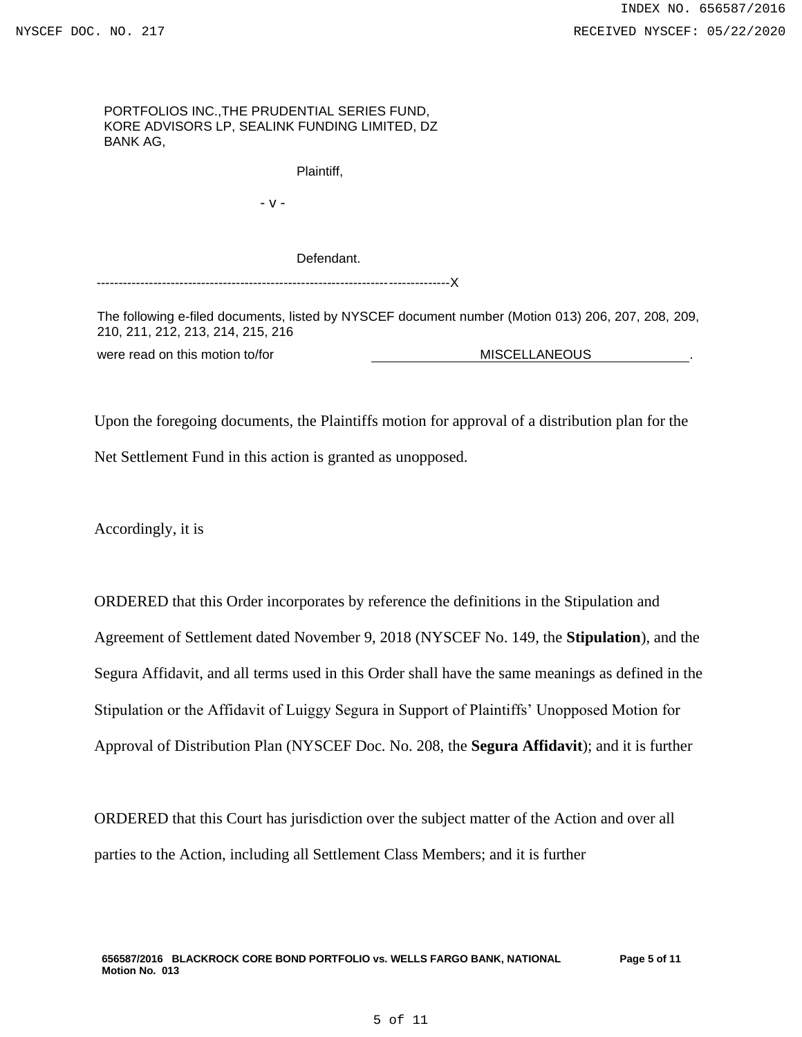PORTFOLIOS INC.,THE PRUDENTIAL SERIES FUND, KORE ADVISORS LP, SEALINK FUNDING LIMITED, DZ BANK AG,

Plaintiff,

- v -

Defendant.

--------------------------------------------------------------------------------X

The following e-filed documents, listed by NYSCEF document number (Motion 013) 206, 207, 208, 209, 210, 211, 212, 213, 214, 215, 216

were read on this motion to/for MISCELLANEOUS .

Upon the foregoing documents, the Plaintiffs motion for approval of a distribution plan for the Net Settlement Fund in this action is granted as unopposed.

Accordingly, it is

ORDERED that this Order incorporates by reference the definitions in the Stipulation and Agreement of Settlement dated November 9, 2018 (NYSCEF No. 149, the **Stipulation**), and the Segura Affidavit, and all terms used in this Order shall have the same meanings as defined in the Stipulation or the Affidavit of Luiggy Segura in Support of Plaintiffs' Unopposed Motion for Approval of Distribution Plan (NYSCEF Doc. No. 208, the **Segura Affidavit**); and it is further

ORDERED that this Court has jurisdiction over the subject matter of the Action and over all parties to the Action, including all Settlement Class Members; and it is further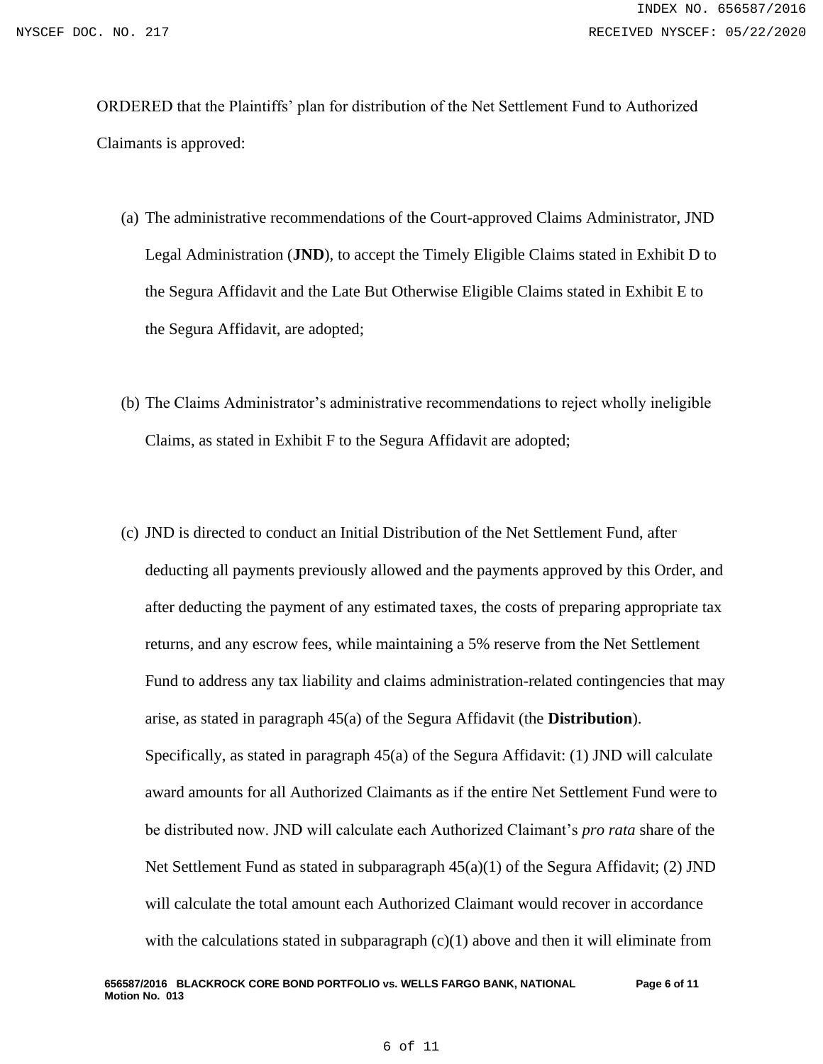ORDERED that the Plaintiffs' plan for distribution of the Net Settlement Fund to Authorized Claimants is approved:

(a) The administrative recommendations of the Court-approved Claims Administrator, JND Legal Administration (**JND**), to accept the Timely Eligible Claims stated in Exhibit D to the Segura Affidavit and the Late But Otherwise Eligible Claims stated in Exhibit E to the Segura Affidavit, are adopted;

(b) The Claims Administrator's administrative recommendations to reject wholly ineligible Claims, as stated in Exhibit F to the Segura Affidavit are adopted;

(c) JND is directed to conduct an Initial Distribution of the Net Settlement Fund, after deducting all payments previously allowed and the payments approved by this Order, and after deducting the payment of any estimated taxes, the costs of preparing appropriate tax returns, and any escrow fees, while maintaining a 5% reserve from the Net Settlement Fund to address any tax liability and claims administration-related contingencies that may arise, as stated in paragraph 45(a) of the Segura Affidavit (the **Distribution**). Specifically, as stated in paragraph 45(a) of the Segura Affidavit: (1) JND will calculate award amounts for all Authorized Claimants as if the entire Net Settlement Fund were to be distributed now. JND will calculate each Authorized Claimant's *pro rata* share of the Net Settlement Fund as stated in subparagraph 45(a)(1) of the Segura Affidavit; (2) JND will calculate the total amount each Authorized Claimant would recover in accordance with the calculations stated in subparagraph (c)(1) above and then it will eliminate from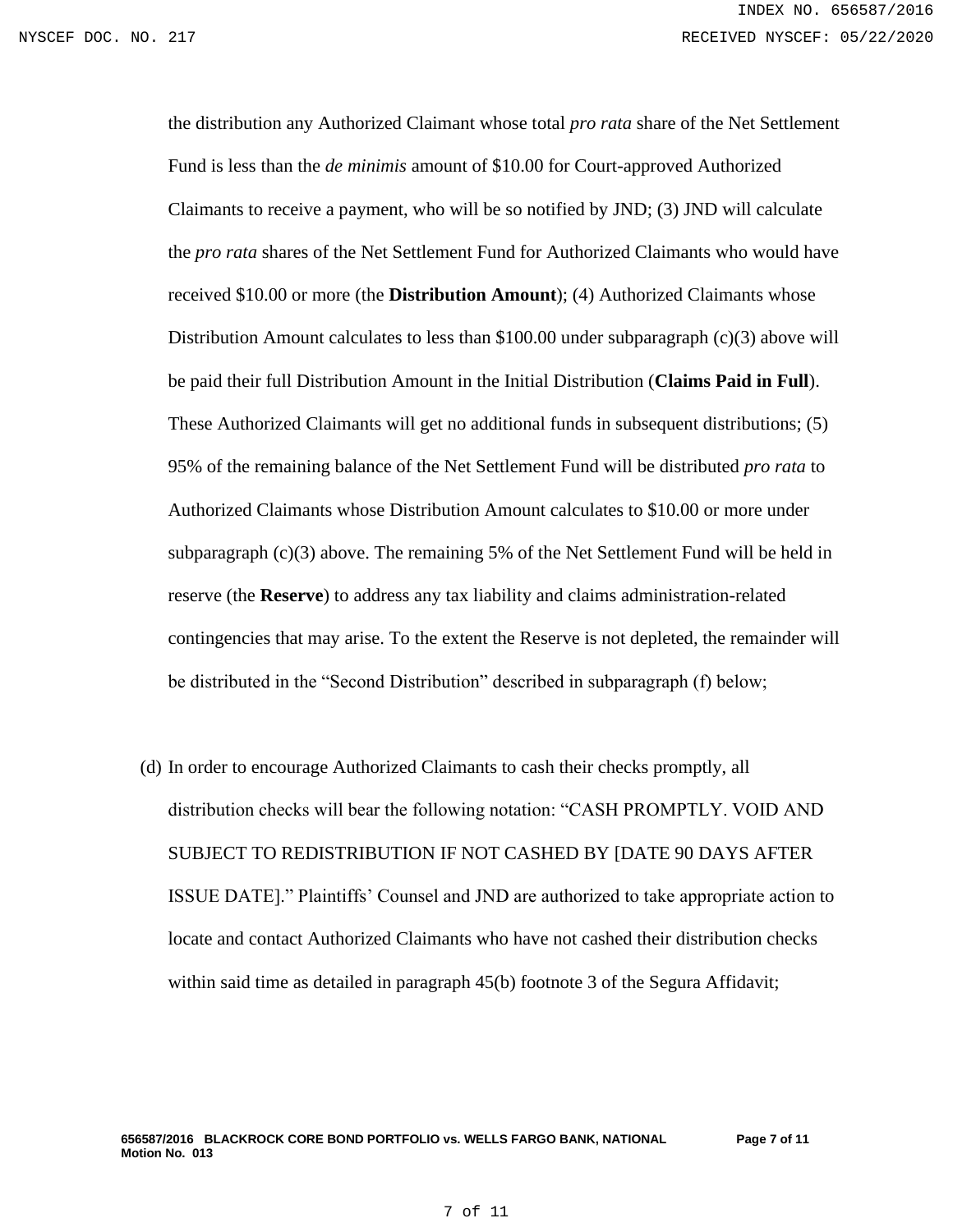the distribution any Authorized Claimant whose total *pro rata* share of the Net Settlement Fund is less than the *de minimis* amount of $10.00 for Court-approved Authorized Claimants to receive a payment, who will be so notified by JND; (3) JND will calculate the *pro rata* shares of the Net Settlement Fund for Authorized Claimants who would have received $10.00 or more (the **Distribution Amount**); (4) Authorized Claimants whose Distribution Amount calculates to less than $100.00 under subparagraph (c)(3) above will be paid their full Distribution Amount in the Initial Distribution (**Claims Paid in Full**). These Authorized Claimants will get no additional funds in subsequent distributions; (5) 95% of the remaining balance of the Net Settlement Fund will be distributed *pro rata* to Authorized Claimants whose Distribution Amount calculates to $10.00 or more under subparagraph (c)(3) above. The remaining 5% of the Net Settlement Fund will be held in reserve (the **Reserve**) to address any tax liability and claims administration-related contingencies that may arise. To the extent the Reserve is not depleted, the remainder will be distributed in the "Second Distribution" described in subparagraph (f) below;

(d) In order to encourage Authorized Claimants to cash their checks promptly, all distribution checks will bear the following notation: "CASH PROMPTLY. VOID AND SUBJECT TO REDISTRIBUTION IF NOT CASHED BY [DATE 90 DAYS AFTER ISSUE DATE]." Plaintiffs' Counsel and JND are authorized to take appropriate action to locate and contact Authorized Claimants who have not cashed their distribution checks within said time as detailed in paragraph 45(b) footnote 3 of the Segura Affidavit;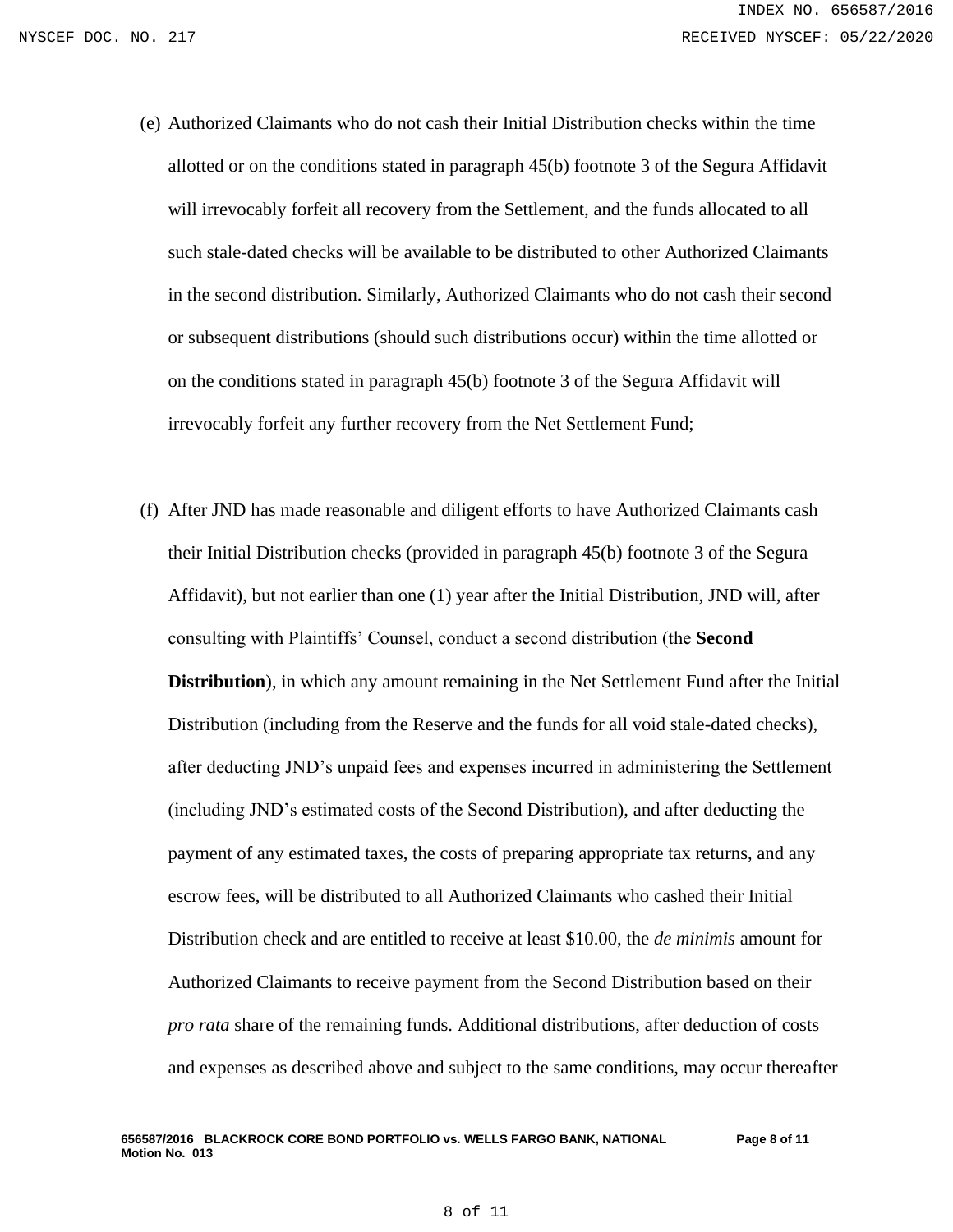(e) Authorized Claimants who do not cash their Initial Distribution checks within the time allotted or on the conditions stated in paragraph 45(b) footnote 3 of the Segura Affidavit will irrevocably forfeit all recovery from the Settlement, and the funds allocated to all such stale-dated checks will be available to be distributed to other Authorized Claimants in the second distribution. Similarly, Authorized Claimants who do not cash their second or subsequent distributions (should such distributions occur) within the time allotted or on the conditions stated in paragraph 45(b) footnote 3 of the Segura Affidavit will irrevocably forfeit any further recovery from the Net Settlement Fund;

(f) After JND has made reasonable and diligent efforts to have Authorized Claimants cash their Initial Distribution checks (provided in paragraph 45(b) footnote 3 of the Segura Affidavit), but not earlier than one (1) year after the Initial Distribution, JND will, after consulting with Plaintiffs' Counsel, conduct a second distribution (the **Second Distribution**), in which any amount remaining in the Net Settlement Fund after the Initial Distribution (including from the Reserve and the funds for all void stale-dated checks), after deducting JND's unpaid fees and expenses incurred in administering the Settlement (including JND's estimated costs of the Second Distribution), and after deducting the payment of any estimated taxes, the costs of preparing appropriate tax returns, and any escrow fees, will be distributed to all Authorized Claimants who cashed their Initial Distribution check and are entitled to receive at least $10.00, the *de minimis* amount for Authorized Claimants to receive payment from the Second Distribution based on their *pro rata* share of the remaining funds. Additional distributions, after deduction of costs and expenses as described above and subject to the same conditions, may occur thereafter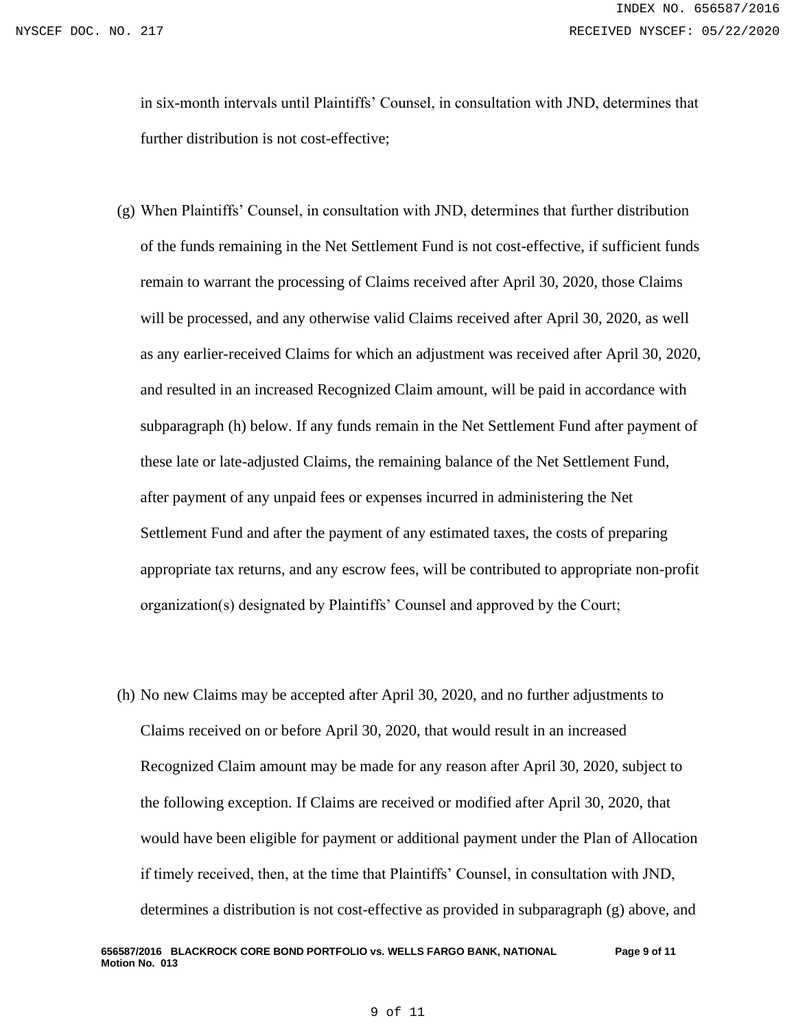in six-month intervals until Plaintiffs' Counsel, in consultation with JND, determines that further distribution is not cost-effective;

(g) When Plaintiffs' Counsel, in consultation with JND, determines that further distribution of the funds remaining in the Net Settlement Fund is not cost-effective, if sufficient funds remain to warrant the processing of Claims received after April 30, 2020, those Claims will be processed, and any otherwise valid Claims received after April 30, 2020, as well as any earlier-received Claims for which an adjustment was received after April 30, 2020, and resulted in an increased Recognized Claim amount, will be paid in accordance with subparagraph (h) below. If any funds remain in the Net Settlement Fund after payment of these late or late-adjusted Claims, the remaining balance of the Net Settlement Fund, after payment of any unpaid fees or expenses incurred in administering the Net Settlement Fund and after the payment of any estimated taxes, the costs of preparing appropriate tax returns, and any escrow fees, will be contributed to appropriate non-profit organization(s) designated by Plaintiffs' Counsel and approved by the Court;

(h) No new Claims may be accepted after April 30, 2020, and no further adjustments to Claims received on or before April 30, 2020, that would result in an increased Recognized Claim amount may be made for any reason after April 30, 2020, subject to the following exception. If Claims are received or modified after April 30, 2020, that would have been eligible for payment or additional payment under the Plan of Allocation if timely received, then, at the time that Plaintiffs' Counsel, in consultation with JND, determines a distribution is not cost-effective as provided in subparagraph (g) above, and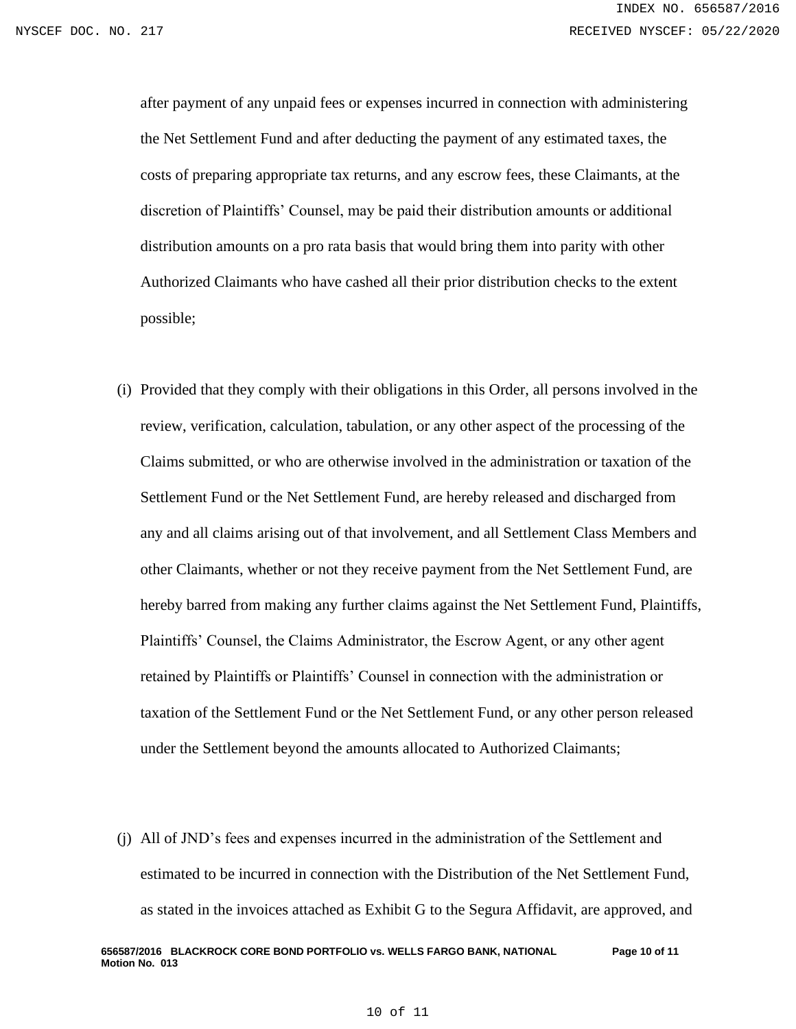after payment of any unpaid fees or expenses incurred in connection with administering the Net Settlement Fund and after deducting the payment of any estimated taxes, the costs of preparing appropriate tax returns, and any escrow fees, these Claimants, at the discretion of Plaintiffs' Counsel, may be paid their distribution amounts or additional distribution amounts on a pro rata basis that would bring them into parity with other Authorized Claimants who have cashed all their prior distribution checks to the extent possible;

(i) Provided that they comply with their obligations in this Order, all persons involved in the review, verification, calculation, tabulation, or any other aspect of the processing of the Claims submitted, or who are otherwise involved in the administration or taxation of the Settlement Fund or the Net Settlement Fund, are hereby released and discharged from any and all claims arising out of that involvement, and all Settlement Class Members and other Claimants, whether or not they receive payment from the Net Settlement Fund, are hereby barred from making any further claims against the Net Settlement Fund, Plaintiffs, Plaintiffs' Counsel, the Claims Administrator, the Escrow Agent, or any other agent retained by Plaintiffs or Plaintiffs' Counsel in connection with the administration or taxation of the Settlement Fund or the Net Settlement Fund, or any other person released under the Settlement beyond the amounts allocated to Authorized Claimants;

(j) All of JND's fees and expenses incurred in the administration of the Settlement and estimated to be incurred in connection with the Distribution of the Net Settlement Fund, as stated in the invoices attached as Exhibit G to the Segura Affidavit, are approved, and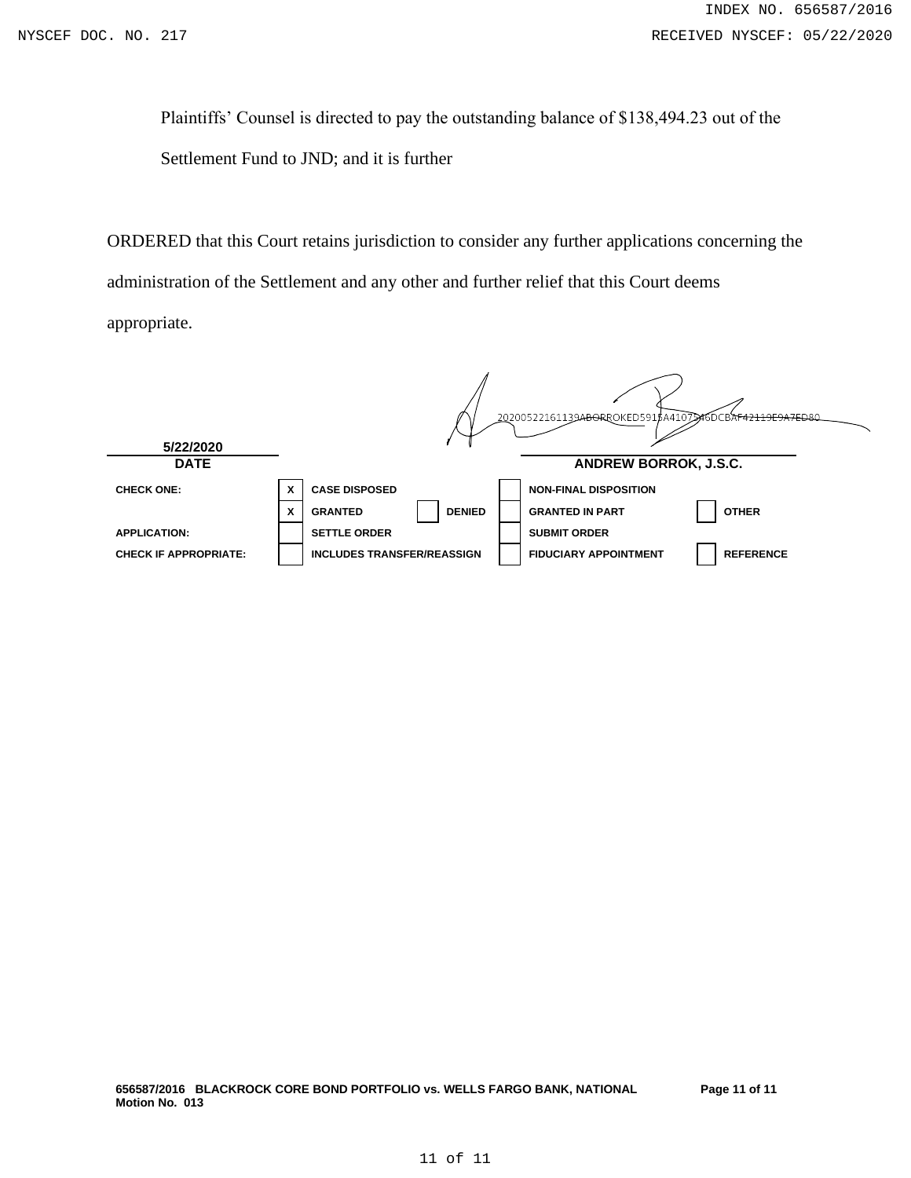Plaintiffs' Counsel is directed to pay the outstanding balance of $138,494.23 out of the Settlement Fund to JND; and it is further

ORDERED that this Court retains jurisdiction to consider any further applications concerning the administration of the Settlement and any other and further relief that this Court deems appropriate.

20200522161139ABORROKED5915A4107546DCBAF42119E9A7ED80

| | | | | | | | |
|---|---|---|---|---|---|---|---|
| **5/22/2020** | | | | | | | |
| **DATE** | | | | | **ANDREW BORROK, J.S.C.** | | |
| **CHECK ONE:** | **X** | **CASE DISPOSED** | | | **NON-FINAL DISPOSITION** | | |
| | **X** | **GRANTED** | | **DENIED** | **GRANTED IN PART** | | **OTHER** |
| **APPLICATION:** | | **SETTLE ORDER** | | | **SUBMIT ORDER** | | |
| **CHECK IF APPROPRIATE:** | | **INCLUDES TRANSFER/REASSIGN** | | | **FIDUCIARY APPOINTMENT** | | **REFERENCE** |

**656587/2016 BLACKROCK CORE BOND PORTFOLIO vs. WELLS FARGO BANK, NATIONAL**
**Motion No. 013**